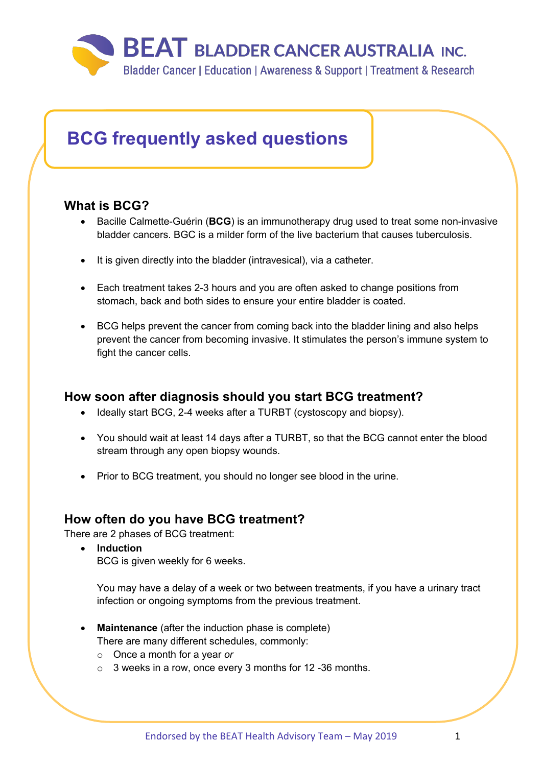**BEAT BLADDER CANCER AUSTRALIA INC.**
Bladder Cancer | Education | Awareness & Support | Treatment & Research

# BCG frequently asked questions

## What is BCG?

- Bacille Calmette-Guérin (**BCG**) is an immunotherapy drug used to treat some non-invasive bladder cancers. BGC is a milder form of the live bacterium that causes tuberculosis.
- It is given directly into the bladder (intravesical), via a catheter.
- Each treatment takes 2-3 hours and you are often asked to change positions from stomach, back and both sides to ensure your entire bladder is coated.
- BCG helps prevent the cancer from coming back into the bladder lining and also helps prevent the cancer from becoming invasive. It stimulates the person's immune system to fight the cancer cells.

## How soon after diagnosis should you start BCG treatment?

- Ideally start BCG, 2-4 weeks after a TURBT (cystoscopy and biopsy).
- You should wait at least 14 days after a TURBT, so that the BCG cannot enter the blood stream through any open biopsy wounds.
- Prior to BCG treatment, you should no longer see blood in the urine.

## How often do you have BCG treatment?

There are 2 phases of BCG treatment:

- **Induction**
  BCG is given weekly for 6 weeks.

  You may have a delay of a week or two between treatments, if you have a urinary tract infection or ongoing symptoms from the previous treatment.

- **Maintenance** (after the induction phase is complete)
  There are many different schedules, commonly:
  - Once a month for a year *or*
  - 3 weeks in a row, once every 3 months for 12 -36 months.

Endorsed by the BEAT Health Advisory Team – May 2019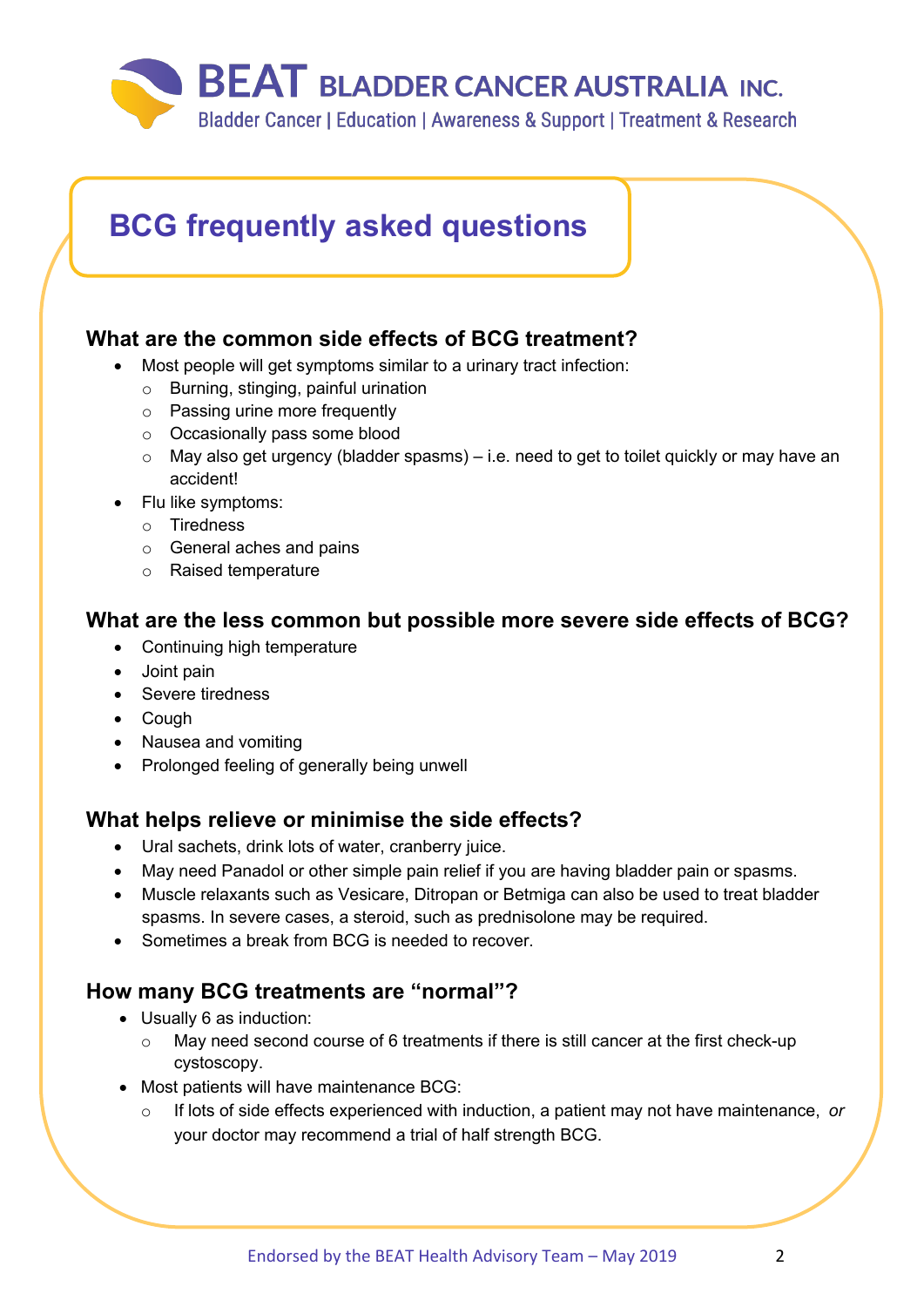# BCG frequently asked questions

## What are the common side effects of BCG treatment?

- Most people will get symptoms similar to a urinary tract infection:
  - Burning, stinging, painful urination
  - Passing urine more frequently
  - Occasionally pass some blood
  - May also get urgency (bladder spasms) – i.e. need to get to toilet quickly or may have an accident!
- Flu like symptoms:
  - Tiredness
  - General aches and pains
  - Raised temperature

## What are the less common but possible more severe side effects of BCG?

- Continuing high temperature
- Joint pain
- Severe tiredness
- Cough
- Nausea and vomiting
- Prolonged feeling of generally being unwell

## What helps relieve or minimise the side effects?

- Ural sachets, drink lots of water, cranberry juice.
- May need Panadol or other simple pain relief if you are having bladder pain or spasms.
- Muscle relaxants such as Vesicare, Ditropan or Betmiga can also be used to treat bladder spasms. In severe cases, a steroid, such as prednisolone may be required.
- Sometimes a break from BCG is needed to recover.

## How many BCG treatments are "normal"?

- Usually 6 as induction:
  - May need second course of 6 treatments if there is still cancer at the first check-up cystoscopy.
- Most patients will have maintenance BCG:
  - If lots of side effects experienced with induction, a patient may not have maintenance, *or* your doctor may recommend a trial of half strength BCG.

Endorsed by the BEAT Health Advisory Team – May 2019